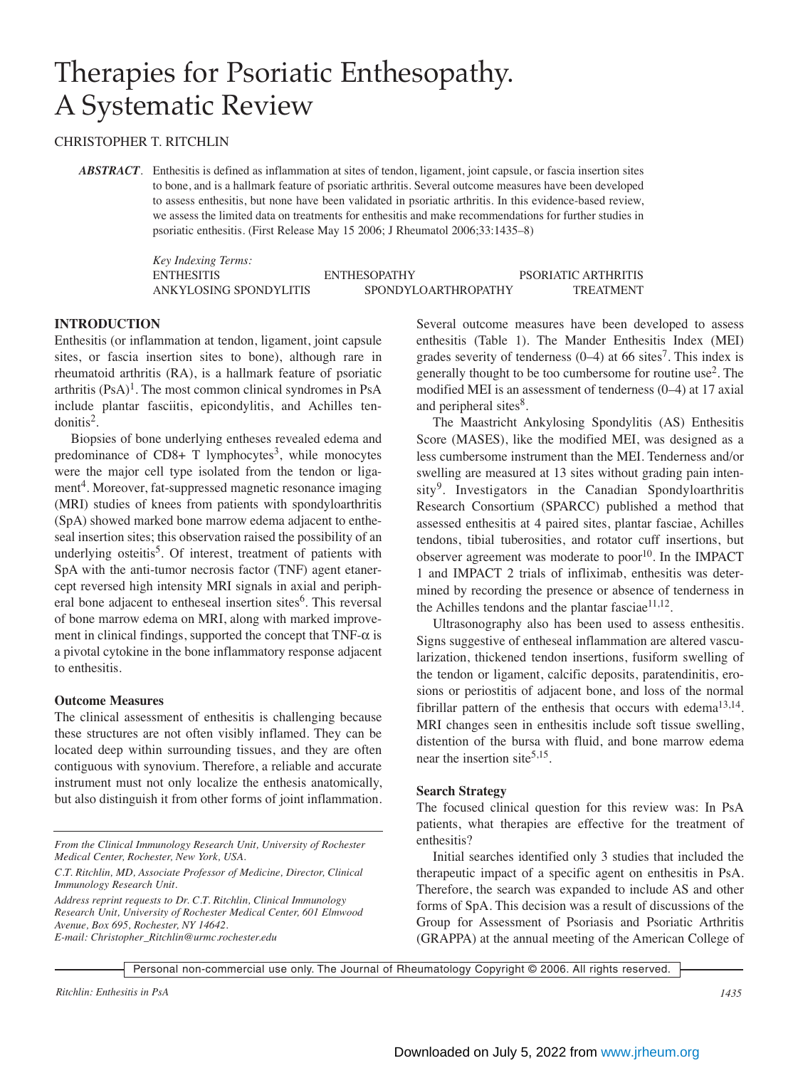# Therapies for Psoriatic Enthesopathy. A Systematic Review

CHRISTOPHER T. RITCHLIN

***ABSTRACT.*** Enthesitis is defined as inflammation at sites of tendon, ligament, joint capsule, or fascia insertion sites to bone, and is a hallmark feature of psoriatic arthritis. Several outcome measures have been developed to assess enthesitis, but none have been validated in psoriatic arthritis. In this evidence-based review, we assess the limited data on treatments for enthesitis and make recommendations for further studies in psoriatic enthesitis. (First Release May 15 2006; J Rheumatol 2006;33:1435–8)

*Key Indexing Terms:*
ENTHESITIS ENTHESOPATHY PSORIATIC ARTHRITIS
ANKYLOSING SPONDYLITIS SPONDYLOARTHROPATHY TREATMENT

## INTRODUCTION

Enthesitis (or inflammation at tendon, ligament, joint capsule sites, or fascia insertion sites to bone), although rare in rheumatoid arthritis (RA), is a hallmark feature of psoriatic arthritis (PsA)[1]. The most common clinical syndromes in PsA include plantar fasciitis, epicondylitis, and Achilles tendonitis[2].

Biopsies of bone underlying entheses revealed edema and predominance of CD8+ T lymphocytes[3], while monocytes were the major cell type isolated from the tendon or ligament[4]. Moreover, fat-suppressed magnetic resonance imaging (MRI) studies of knees from patients with spondyloarthritis (SpA) showed marked bone marrow edema adjacent to entheseal insertion sites; this observation raised the possibility of an underlying osteitis[5]. Of interest, treatment of patients with SpA with the anti-tumor necrosis factor (TNF) agent etanercept reversed high intensity MRI signals in axial and peripheral bone adjacent to entheseal insertion sites[6]. This reversal of bone marrow edema on MRI, along with marked improvement in clinical findings, supported the concept that TNF-α is a pivotal cytokine in the bone inflammatory response adjacent to enthesitis.

### Outcome Measures

The clinical assessment of enthesitis is challenging because these structures are not often visibly inflamed. They can be located deep within surrounding tissues, and they are often contiguous with synovium. Therefore, a reliable and accurate instrument must not only localize the enthesis anatomically, but also distinguish it from other forms of joint inflammation.

Several outcome measures have been developed to assess enthesitis (Table 1). The Mander Enthesitis Index (MEI) grades severity of tenderness (0–4) at 66 sites[7]. This index is generally thought to be too cumbersome for routine use[2]. The modified MEI is an assessment of tenderness (0–4) at 17 axial and peripheral sites[8].

The Maastricht Ankylosing Spondylitis (AS) Enthesitis Score (MASES), like the modified MEI, was designed as a less cumbersome instrument than the MEI. Tenderness and/or swelling are measured at 13 sites without grading pain intensity[9]. Investigators in the Canadian Spondyloarthritis Research Consortium (SPARCC) published a method that assessed enthesitis at 4 paired sites, plantar fasciae, Achilles tendons, tibial tuberosities, and rotator cuff insertions, but observer agreement was moderate to poor[10]. In the IMPACT 1 and IMPACT 2 trials of infliximab, enthesitis was determined by recording the presence or absence of tenderness in the Achilles tendons and the plantar fasciae[11,12].

Ultrasonography also has been used to assess enthesitis. Signs suggestive of entheseal inflammation are altered vascularization, thickened tendon insertions, fusiform swelling of the tendon or ligament, calcific deposits, paratendinitis, erosions or periostitis of adjacent bone, and loss of the normal fibrillar pattern of the enthesis that occurs with edema[13,14]. MRI changes seen in enthesitis include soft tissue swelling, distention of the bursa with fluid, and bone marrow edema near the insertion site[5,15].

### Search Strategy

The focused clinical question for this review was: In PsA patients, what therapies are effective for the treatment of enthesitis?

Initial searches identified only 3 studies that included the therapeutic impact of a specific agent on enthesitis in PsA. Therefore, the search was expanded to include AS and other forms of SpA. This decision was a result of discussions of the Group for Assessment of Psoriasis and Psoriatic Arthritis (GRAPPA) at the annual meeting of the American College of

*From the Clinical Immunology Research Unit, University of Rochester Medical Center, Rochester, New York, USA.*

*C.T. Ritchlin, MD, Associate Professor of Medicine, Director, Clinical Immunology Research Unit.*

*Address reprint requests to Dr. C.T. Ritchlin, Clinical Immunology Research Unit, University of Rochester Medical Center, 601 Elmwood Avenue, Box 695, Rochester, NY 14642.*
*E-mail: Christopher_Ritchlin@urmc.rochester.edu*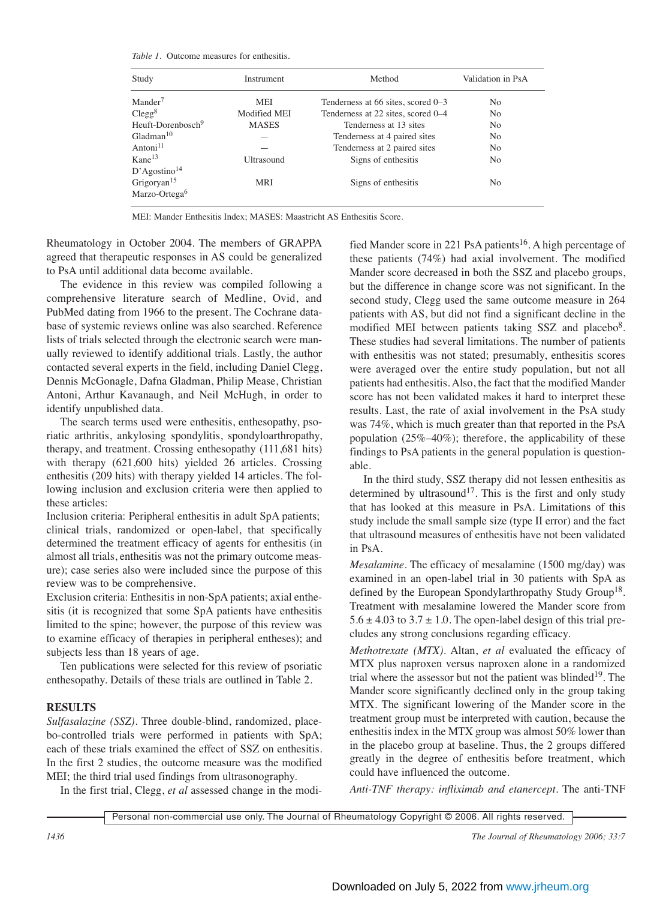*Table 1.* Outcome measures for enthesitis.

| Study | Instrument | Method | Validation in PsA |
|---|---|---|---|
| Mander[7] | MEI | Tenderness at 66 sites, scored 0–3 | No |
| Clegg[8] | Modified MEI | Tenderness at 22 sites, scored 0–4 | No |
| Heuft-Dorenbosch[9] | MASES | Tenderness at 13 sites | No |
| Gladman[10] | — | Tenderness at 4 paired sites | No |
| Antoni[11] | — | Tenderness at 2 paired sites | No |
| Kane[13] D'Agostino[14] | Ultrasound | Signs of enthesitis | No |
| Grigoryan[15] Marzo-Ortega[6] | MRI | Signs of enthesitis | No |

MEI: Mander Enthesitis Index; MASES: Maastricht AS Enthesitis Score.

Rheumatology in October 2004. The members of GRAPPA agreed that therapeutic responses in AS could be generalized to PsA until additional data become available.

The evidence in this review was compiled following a comprehensive literature search of Medline, Ovid, and PubMed dating from 1966 to the present. The Cochrane database of systemic reviews online was also searched. Reference lists of trials selected through the electronic search were manually reviewed to identify additional trials. Lastly, the author contacted several experts in the field, including Daniel Clegg, Dennis McGonagle, Dafna Gladman, Philip Mease, Christian Antoni, Arthur Kavanaugh, and Neil McHugh, in order to identify unpublished data.

The search terms used were enthesitis, enthesopathy, psoriatic arthritis, ankylosing spondylitis, spondyloarthropathy, therapy, and treatment. Crossing enthesopathy (111,681 hits) with therapy (621,600 hits) yielded 26 articles. Crossing enthesitis (209 hits) with therapy yielded 14 articles. The following inclusion and exclusion criteria were then applied to these articles:

Inclusion criteria: Peripheral enthesitis in adult SpA patients; clinical trials, randomized or open-label, that specifically determined the treatment efficacy of agents for enthesitis (in almost all trials, enthesitis was not the primary outcome measure); case series also were included since the purpose of this review was to be comprehensive.

Exclusion criteria: Enthesitis in non-SpA patients; axial enthesitis (it is recognized that some SpA patients have enthesitis limited to the spine; however, the purpose of this review was to examine efficacy of therapies in peripheral entheses); and subjects less than 18 years of age.

Ten publications were selected for this review of psoriatic enthesopathy. Details of these trials are outlined in Table 2.

## RESULTS

*Sulfasalazine (SSZ).* Three double-blind, randomized, placebo-controlled trials were performed in patients with SpA; each of these trials examined the effect of SSZ on enthesitis. In the first 2 studies, the outcome measure was the modified MEI; the third trial used findings from ultrasonography.

In the first trial, Clegg, *et al* assessed change in the modified Mander score in 221 PsA patients[16]. A high percentage of these patients (74%) had axial involvement. The modified Mander score decreased in both the SSZ and placebo groups, but the difference in change score was not significant. In the second study, Clegg used the same outcome measure in 264 patients with AS, but did not find a significant decline in the modified MEI between patients taking SSZ and placebo[8]. These studies had several limitations. The number of patients with enthesitis was not stated; presumably, enthesitis scores were averaged over the entire study population, but not all patients had enthesitis. Also, the fact that the modified Mander score has not been validated makes it hard to interpret these results. Last, the rate of axial involvement in the PsA study was 74%, which is much greater than that reported in the PsA population (25%–40%); therefore, the applicability of these findings to PsA patients in the general population is questionable.

In the third study, SSZ therapy did not lessen enthesitis as determined by ultrasound[17]. This is the first and only study that has looked at this measure in PsA. Limitations of this study include the small sample size (type II error) and the fact that ultrasound measures of enthesitis have not been validated in PsA.

*Mesalamine.* The efficacy of mesalamine (1500 mg/day) was examined in an open-label trial in 30 patients with SpA as defined by the European Spondylarthropathy Study Group[18]. Treatment with mesalamine lowered the Mander score from $5.6 \pm 4.03$ to $3.7 \pm 1.0$. The open-label design of this trial precludes any strong conclusions regarding efficacy.

*Methotrexate (MTX).* Altan, *et al* evaluated the efficacy of MTX plus naproxen versus naproxen alone in a randomized trial where the assessor but not the patient was blinded[19]. The Mander score significantly declined only in the group taking MTX. The significant lowering of the Mander score in the treatment group must be interpreted with caution, because the enthesitis index in the MTX group was almost 50% lower than in the placebo group at baseline. Thus, the 2 groups differed greatly in the degree of enthesitis before treatment, which could have influenced the outcome.

*Anti-TNF therapy: infliximab and etanercept.* The anti-TNF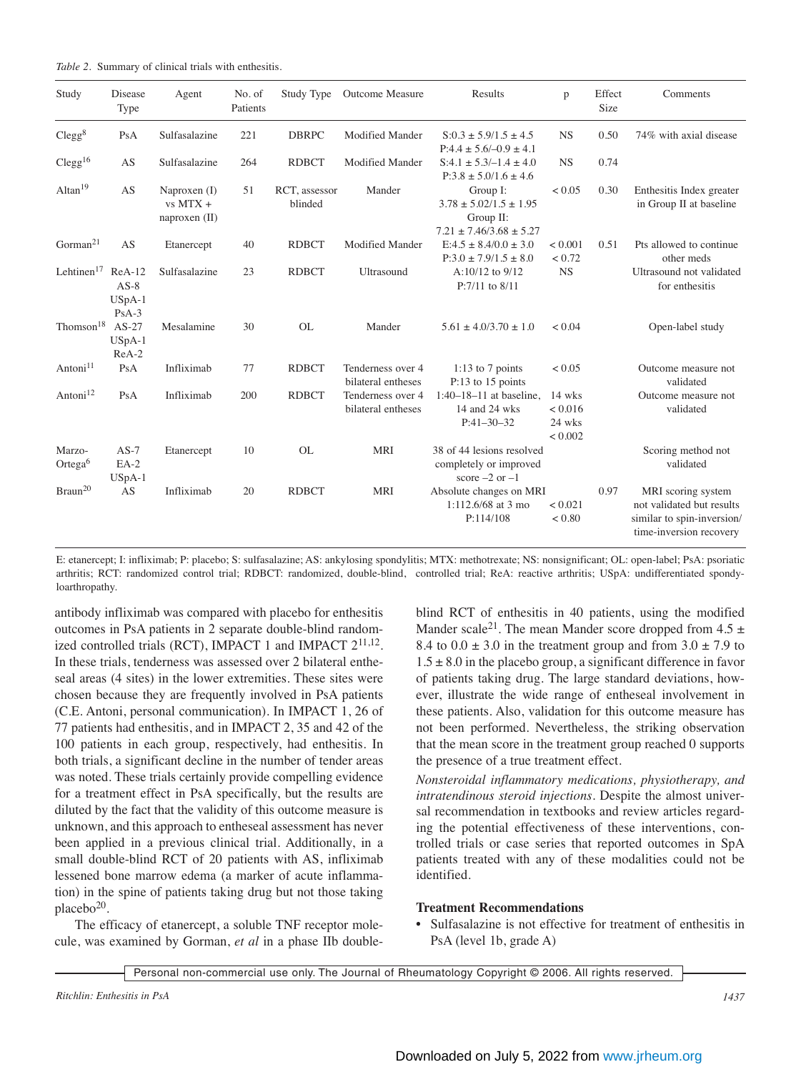*Table 2*. Summary of clinical trials with enthesitis.

| Study | Disease Type | Agent | No. of Patients | Study Type | Outcome Measure | Results | p | Effect Size | Comments |
|---|---|---|---|---|---|---|---|---|---|
| Clegg[8] | PsA | Sulfasalazine | 221 | DBRPC | Modified Mander | S:0.3 ± 5.9/1.5 ± 4.5 P:4.4 ± 5.6/–0.9 ± 4.1 | NS | 0.50 | 74% with axial disease |
| Clegg[16] | AS | Sulfasalazine | 264 | RDBCT | Modified Mander | S:4.1 ± 5.3/–1.4 ± 4.0 P:3.8 ± 5.0/1.6 ± 4.6 | NS | 0.74 | |
| Altan[19] | AS | Naproxen (I) vs MTX + naproxen (II) | 51 | RCT, assessor blinded | Mander | Group I: 3.78 ± 5.02/1.5 ± 1.95 Group II: 7.21 ± 7.46/3.68 ± 5.27 | < 0.05 | 0.30 | Enthesitis Index greater in Group II at baseline |
| Gorman[21] | AS | Etanercept | 40 | RDBCT | Modified Mander | E:4.5 ± 8.4/0.0 ± 3.0 P:3.0 ± 7.9/1.5 ± 8.0 | < 0.001 < 0.72 | 0.51 | Pts allowed to continue other meds |
| Lehtinen[17] | ReA-12 AS-8 USpA-1 PsA-3 | Sulfasalazine | 23 | RDBCT | Ultrasound | A:10/12 to 9/12 P:7/11 to 8/11 | NS | | Ultrasound not validated for enthesitis |
| Thomson[18] | AS-27 USpA-1 ReA-2 | Mesalamine | 30 | OL | Mander | 5.61 ± 4.0/3.70 ± 1.0 | < 0.04 | | Open-label study |
| Antoni[11] | PsA | Infliximab | 77 | RDBCT | Tenderness over 4 bilateral entheses | 1:13 to 7 points P:13 to 15 points | < 0.05 | | Outcome measure not validated |
| Antoni[12] | PsA | Infliximab | 200 | RDBCT | Tenderness over 4 bilateral entheses | 1:40–18–11 at baseline, 14 and 24 wks P:41–30–32 | 14 wks < 0.016 24 wks < 0.002 | | Outcome measure not validated |
| Marzo-Ortega[6] | AS-7 EA-2 USpA-1 | Etanercept | 10 | OL | MRI | 38 of 44 lesions resolved completely or improved score –2 or –1 | | | Scoring method not validated |
| Braun[20] | AS | Infliximab | 20 | RDBCT | MRI | Absolute changes on MRI 1:112.6/68 at 3 mo P:114/108 | < 0.021 < 0.80 | 0.97 | MRI scoring system not validated but results similar to spin-inversion/ time-inversion recovery |

E: etanercept; I: infliximab; P: placebo; S: sulfasalazine; AS: ankylosing spondylitis; MTX: methotrexate; NS: nonsignificant; OL: open-label; PsA: psoriatic arthritis; RCT: randomized control trial; RDBCT: randomized, double-blind, controlled trial; ReA: reactive arthritis; USpA: undifferentiated spondyloarthropathy.

antibody infliximab was compared with placebo for enthesitis outcomes in PsA patients in 2 separate double-blind randomized controlled trials (RCT), IMPACT 1 and IMPACT 2[11,12]. In these trials, tenderness was assessed over 2 bilateral entheseal areas (4 sites) in the lower extremities. These sites were chosen because they are frequently involved in PsA patients (C.E. Antoni, personal communication). In IMPACT 1, 26 of 77 patients had enthesitis, and in IMPACT 2, 35 and 42 of the 100 patients in each group, respectively, had enthesitis. In both trials, a significant decline in the number of tender areas was noted. These trials certainly provide compelling evidence for a treatment effect in PsA specifically, but the results are diluted by the fact that the validity of this outcome measure is unknown, and this approach to entheseal assessment has never been applied in a previous clinical trial. Additionally, in a small double-blind RCT of 20 patients with AS, infliximab lessened bone marrow edema (a marker of acute inflammation) in the spine of patients taking drug but not those taking placebo[20].

The efficacy of etanercept, a soluble TNF receptor molecule, was examined by Gorman, *et al* in a phase IIb double-blind RCT of enthesitis in 40 patients, using the modified Mander scale[21]. The mean Mander score dropped from 4.5 ± 8.4 to 0.0 ± 3.0 in the treatment group and from 3.0 ± 7.9 to 1.5 ± 8.0 in the placebo group, a significant difference in favor of patients taking drug. The large standard deviations, however, illustrate the wide range of entheseal involvement in these patients. Also, validation for this outcome measure has not been performed. Nevertheless, the striking observation that the mean score in the treatment group reached 0 supports the presence of a true treatment effect.

*Nonsteroidal inflammatory medications, physiotherapy, and intratendinous steroid injections*. Despite the almost universal recommendation in textbooks and review articles regarding the potential effectiveness of these interventions, controlled trials or case series that reported outcomes in SpA patients treated with any of these modalities could not be identified.

### Treatment Recommendations

- Sulfasalazine is not effective for treatment of enthesitis in PsA (level 1b, grade A)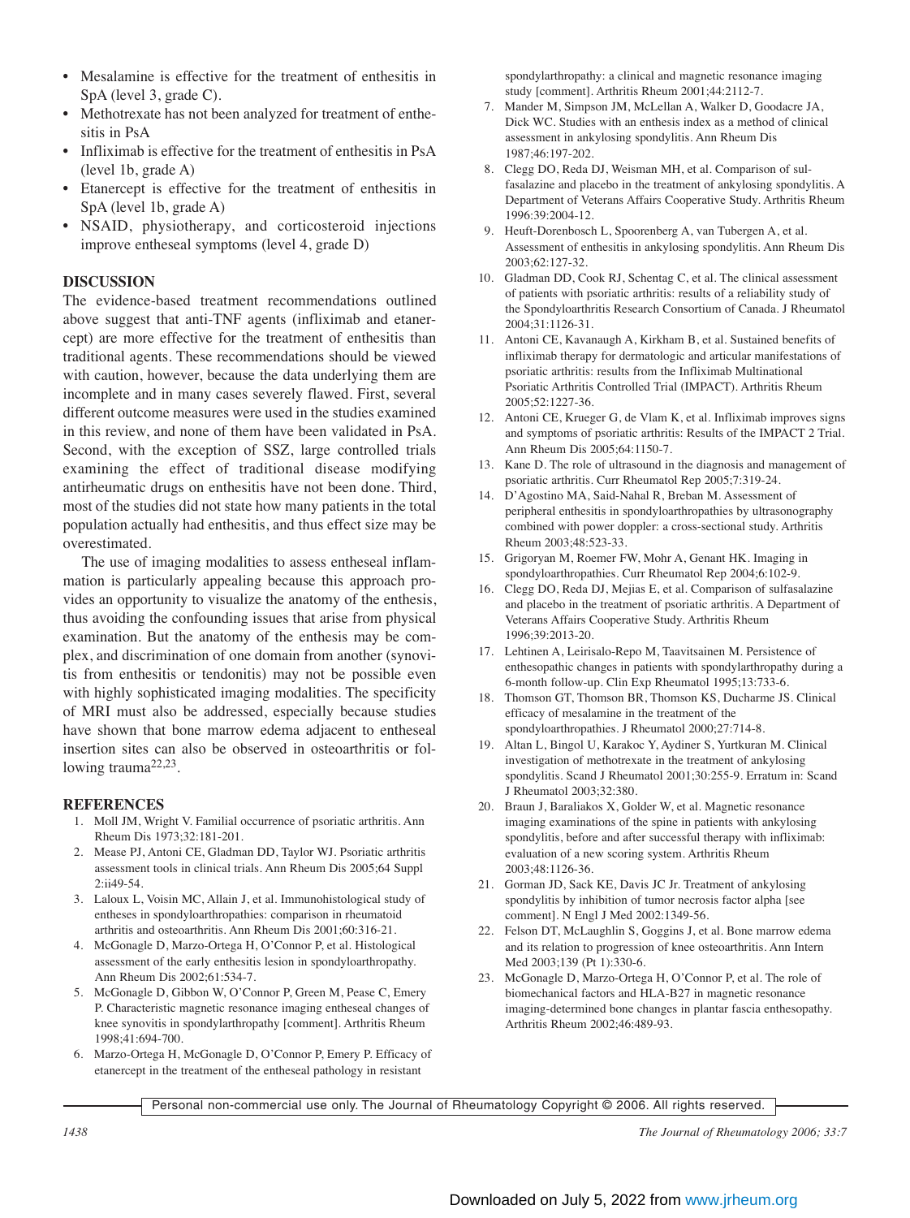- Mesalamine is effective for the treatment of enthesitis in SpA (level 3, grade C).
- Methotrexate has not been analyzed for treatment of enthesitis in PsA
- Infliximab is effective for the treatment of enthesitis in PsA (level 1b, grade A)
- Etanercept is effective for the treatment of enthesitis in SpA (level 1b, grade A)
- NSAID, physiotherapy, and corticosteroid injections improve entheseal symptoms (level 4, grade D)

## DISCUSSION

The evidence-based treatment recommendations outlined above suggest that anti-TNF agents (infliximab and etanercept) are more effective for the treatment of enthesitis than traditional agents. These recommendations should be viewed with caution, however, because the data underlying them are incomplete and in many cases severely flawed. First, several different outcome measures were used in the studies examined in this review, and none of them have been validated in PsA. Second, with the exception of SSZ, large controlled trials examining the effect of traditional disease modifying antirheumatic drugs on enthesitis have not been done. Third, most of the studies did not state how many patients in the total population actually had enthesitis, and thus effect size may be overestimated.

The use of imaging modalities to assess entheseal inflammation is particularly appealing because this approach provides an opportunity to visualize the anatomy of the enthesis, thus avoiding the confounding issues that arise from physical examination. But the anatomy of the enthesis may be complex, and discrimination of one domain from another (synovitis from enthesitis or tendonitis) may not be possible even with highly sophisticated imaging modalities. The specificity of MRI must also be addressed, especially because studies have shown that bone marrow edema adjacent to entheseal insertion sites can also be observed in osteoarthritis or following trauma[22,23].

## REFERENCES

1. Moll JM, Wright V. Familial occurrence of psoriatic arthritis. Ann Rheum Dis 1973;32:181-201.
2. Mease PJ, Antoni CE, Gladman DD, Taylor WJ. Psoriatic arthritis assessment tools in clinical trials. Ann Rheum Dis 2005;64 Suppl 2:ii49-54.
3. Laloux L, Voisin MC, Allain J, et al. Immunohistological study of entheses in spondyloarthropathies: comparison in rheumatoid arthritis and osteoarthritis. Ann Rheum Dis 2001;60:316-21.
4. McGonagle D, Marzo-Ortega H, O'Connor P, et al. Histological assessment of the early enthesitis lesion in spondyloarthropathy. Ann Rheum Dis 2002;61:534-7.
5. McGonagle D, Gibbon W, O'Connor P, Green M, Pease C, Emery P. Characteristic magnetic resonance imaging entheseal changes of knee synovitis in spondylarthropathy [comment]. Arthritis Rheum 1998;41:694-700.
6. Marzo-Ortega H, McGonagle D, O'Connor P, Emery P. Efficacy of etanercept in the treatment of the entheseal pathology in resistant spondylarthropathy: a clinical and magnetic resonance imaging study [comment]. Arthritis Rheum 2001;44:2112-7.
7. Mander M, Simpson JM, McLellan A, Walker D, Goodacre JA, Dick WC. Studies with an enthesis index as a method of clinical assessment in ankylosing spondylitis. Ann Rheum Dis 1987;46:197-202.
8. Clegg DO, Reda DJ, Weisman MH, et al. Comparison of sulfasalazine and placebo in the treatment of ankylosing spondylitis. A Department of Veterans Affairs Cooperative Study. Arthritis Rheum 1996:39:2004-12.
9. Heuft-Dorenbosch L, Spoorenberg A, van Tubergen A, et al. Assessment of enthesitis in ankylosing spondylitis. Ann Rheum Dis 2003;62:127-32.
10. Gladman DD, Cook RJ, Schentag C, et al. The clinical assessment of patients with psoriatic arthritis: results of a reliability study of the Spondyloarthritis Research Consortium of Canada. J Rheumatol 2004;31:1126-31.
11. Antoni CE, Kavanaugh A, Kirkham B, et al. Sustained benefits of infliximab therapy for dermatologic and articular manifestations of psoriatic arthritis: results from the Infliximab Multinational Psoriatic Arthritis Controlled Trial (IMPACT). Arthritis Rheum 2005;52:1227-36.
12. Antoni CE, Krueger G, de Vlam K, et al. Infliximab improves signs and symptoms of psoriatic arthritis: Results of the IMPACT 2 Trial. Ann Rheum Dis 2005;64:1150-7.
13. Kane D. The role of ultrasound in the diagnosis and management of psoriatic arthritis. Curr Rheumatol Rep 2005;7:319-24.
14. D'Agostino MA, Said-Nahal R, Breban M. Assessment of peripheral enthesitis in spondyloarthropathies by ultrasonography combined with power doppler: a cross-sectional study. Arthritis Rheum 2003;48:523-33.
15. Grigoryan M, Roemer FW, Mohr A, Genant HK. Imaging in spondyloarthropathies. Curr Rheumatol Rep 2004;6:102-9.
16. Clegg DO, Reda DJ, Mejias E, et al. Comparison of sulfasalazine and placebo in the treatment of psoriatic arthritis. A Department of Veterans Affairs Cooperative Study. Arthritis Rheum 1996;39:2013-20.
17. Lehtinen A, Leirisalo-Repo M, Taavitsainen M. Persistence of enthesopathic changes in patients with spondylarthropathy during a 6-month follow-up. Clin Exp Rheumatol 1995;13:733-6.
18. Thomson GT, Thomson BR, Thomson KS, Ducharme JS. Clinical efficacy of mesalamine in the treatment of the spondyloarthropathies. J Rheumatol 2000;27:714-8.
19. Altan L, Bingol U, Karakoc Y, Aydiner S, Yurtkuran M. Clinical investigation of methotrexate in the treatment of ankylosing spondylitis. Scand J Rheumatol 2001;30:255-9. Erratum in: Scand J Rheumatol 2003;32:380.
20. Braun J, Baraliakos X, Golder W, et al. Magnetic resonance imaging examinations of the spine in patients with ankylosing spondylitis, before and after successful therapy with infliximab: evaluation of a new scoring system. Arthritis Rheum 2003;48:1126-36.
21. Gorman JD, Sack KE, Davis JC Jr. Treatment of ankylosing spondylitis by inhibition of tumor necrosis factor alpha [see comment]. N Engl J Med 2002:1349-56.
22. Felson DT, McLaughlin S, Goggins J, et al. Bone marrow edema and its relation to progression of knee osteoarthritis. Ann Intern Med 2003;139 (Pt 1):330-6.
23. McGonagle D, Marzo-Ortega H, O'Connor P, et al. The role of biomechanical factors and HLA-B27 in magnetic resonance imaging-determined bone changes in plantar fascia enthesopathy. Arthritis Rheum 2002;46:489-93.